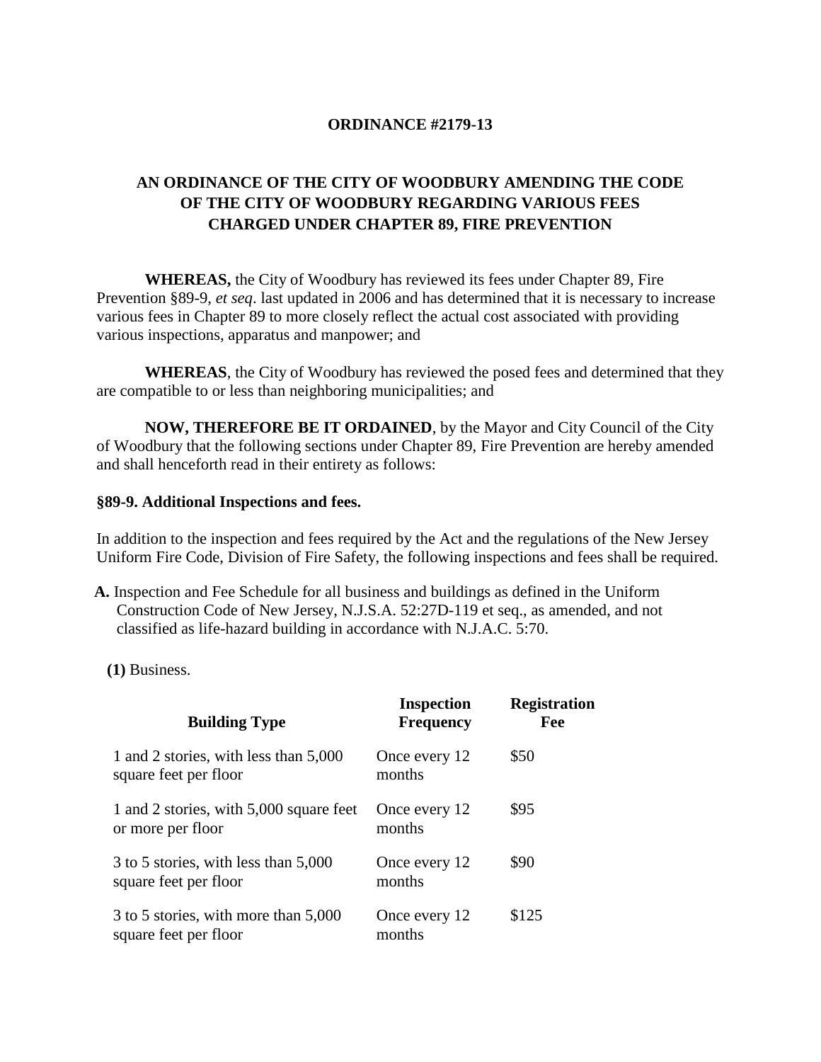**ORDINANCE #2179-13**

**AN ORDINANCE OF THE CITY OF WOODBURY AMENDING THE CODE OF THE CITY OF WOODBURY REGARDING VARIOUS FEES CHARGED UNDER CHAPTER 89, FIRE PREVENTION**

**WHEREAS,** the City of Woodbury has reviewed its fees under Chapter 89, Fire Prevention §89-9, *et seq*. last updated in 2006 and has determined that it is necessary to increase various fees in Chapter 89 to more closely reflect the actual cost associated with providing various inspections, apparatus and manpower; and

**WHEREAS**, the City of Woodbury has reviewed the posed fees and determined that they are compatible to or less than neighboring municipalities; and

**NOW, THEREFORE BE IT ORDAINED**, by the Mayor and City Council of the City of Woodbury that the following sections under Chapter 89, Fire Prevention are hereby amended and shall henceforth read in their entirety as follows:

**§89-9. Additional Inspections and fees.**

In addition to the inspection and fees required by the Act and the regulations of the New Jersey Uniform Fire Code, Division of Fire Safety, the following inspections and fees shall be required.

**A.** Inspection and Fee Schedule for all business and buildings as defined in the Uniform Construction Code of New Jersey, N.J.S.A. 52:27D-119 et seq., as amended, and not classified as life-hazard building in accordance with N.J.A.C. 5:70.

**(1)** Business.

| Building Type | Inspection Frequency | Registration Fee |
|---|---|---|
| 1 and 2 stories, with less than 5,000 square feet per floor | Once every 12 months | \$50 |
| 1 and 2 stories, with 5,000 square feet or more per floor | Once every 12 months | \$95 |
| 3 to 5 stories, with less than 5,000 square feet per floor | Once every 12 months | \$90 |
| 3 to 5 stories, with more than 5,000 square feet per floor | Once every 12 months | \$125 |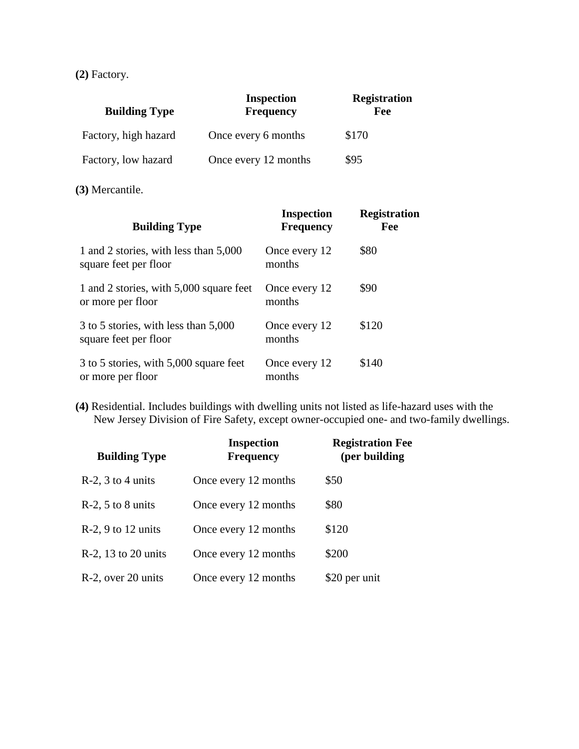**(2)** Factory.

| Building Type | Inspection Frequency | Registration Fee |
| --- | --- | --- |
| Factory, high hazard | Once every 6 months | $170 |
| Factory, low hazard | Once every 12 months | $95 |

**(3)** Mercantile.

| Building Type | Inspection Frequency | Registration Fee |
| --- | --- | --- |
| 1 and 2 stories, with less than 5,000 square feet per floor | Once every 12 months | $80 |
| 1 and 2 stories, with 5,000 square feet or more per floor | Once every 12 months | $90 |
| 3 to 5 stories, with less than 5,000 square feet per floor | Once every 12 months | $120 |
| 3 to 5 stories, with 5,000 square feet or more per floor | Once every 12 months | $140 |

**(4)** Residential. Includes buildings with dwelling units not listed as life-hazard uses with the New Jersey Division of Fire Safety, except owner-occupied one- and two-family dwellings.

| Building Type | Inspection Frequency | Registration Fee (per building |
| --- | --- | --- |
| R-2, 3 to 4 units | Once every 12 months | $50 |
| R-2, 5 to 8 units | Once every 12 months | $80 |
| R-2, 9 to 12 units | Once every 12 months | $120 |
| R-2, 13 to 20 units | Once every 12 months | $200 |
| R-2, over 20 units | Once every 12 months | $20 per unit |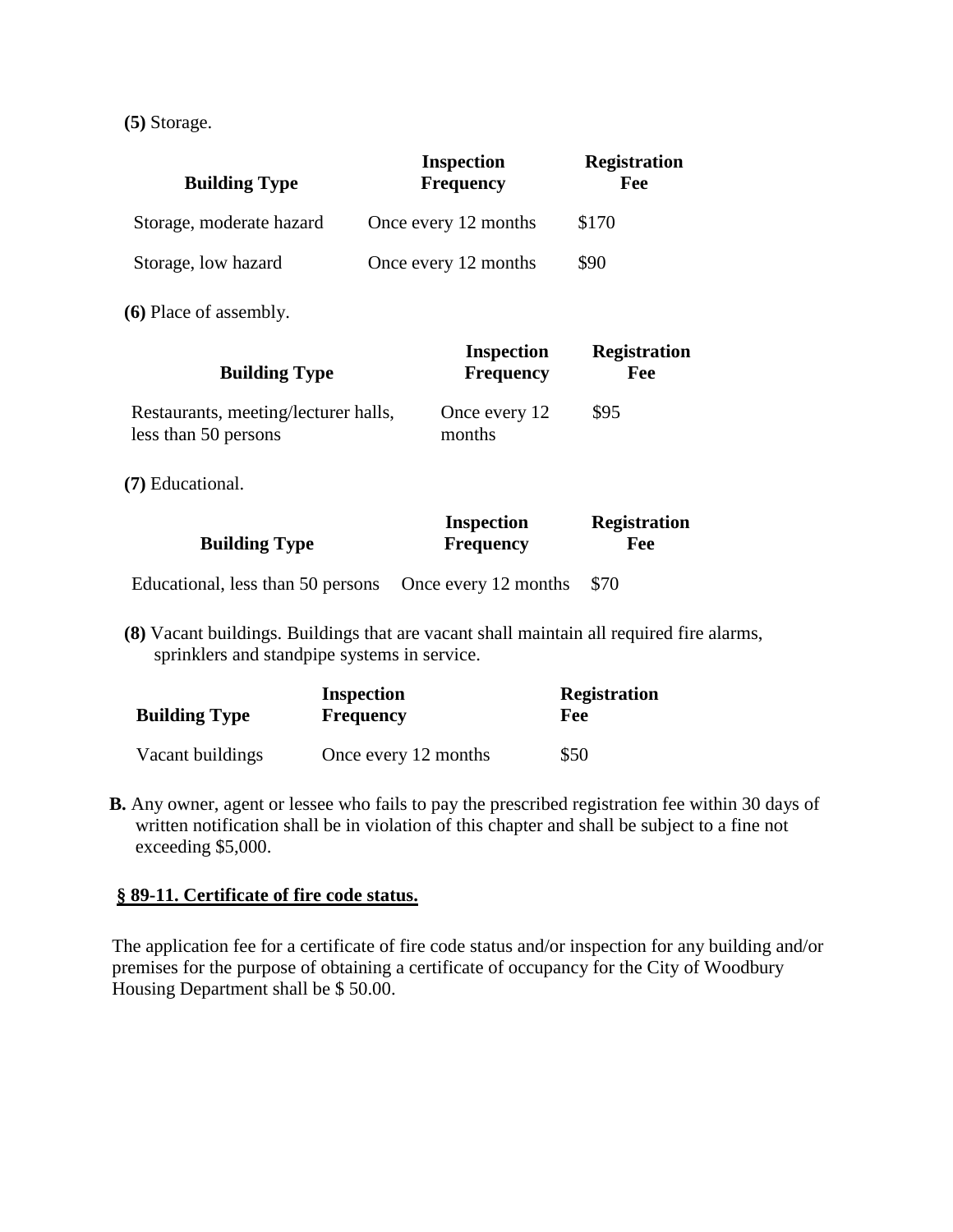**(5)** Storage.

| Building Type | Inspection Frequency | Registration Fee |
|---|---|---|
| Storage, moderate hazard | Once every 12 months | $170 |
| Storage, low hazard | Once every 12 months | $90 |

**(6)** Place of assembly.

| Building Type | Inspection Frequency | Registration Fee |
|---|---|---|
| Restaurants, meeting/lecturer halls, less than 50 persons | Once every 12 months | $95 |

**(7)** Educational.

| Building Type | Inspection Frequency | Registration Fee |
|---|---|---|
| Educational, less than 50 persons | Once every 12 months | $70 |

**(8)** Vacant buildings. Buildings that are vacant shall maintain all required fire alarms, sprinklers and standpipe systems in service.

| Building Type | Inspection Frequency | Registration Fee |
|---|---|---|
| Vacant buildings | Once every 12 months | $50 |

**B.** Any owner, agent or lessee who fails to pay the prescribed registration fee within 30 days of written notification shall be in violation of this chapter and shall be subject to a fine not exceeding $5,000.

## § 89-11. Certificate of fire code status.

The application fee for a certificate of fire code status and/or inspection for any building and/or premises for the purpose of obtaining a certificate of occupancy for the City of Woodbury Housing Department shall be $ 50.00.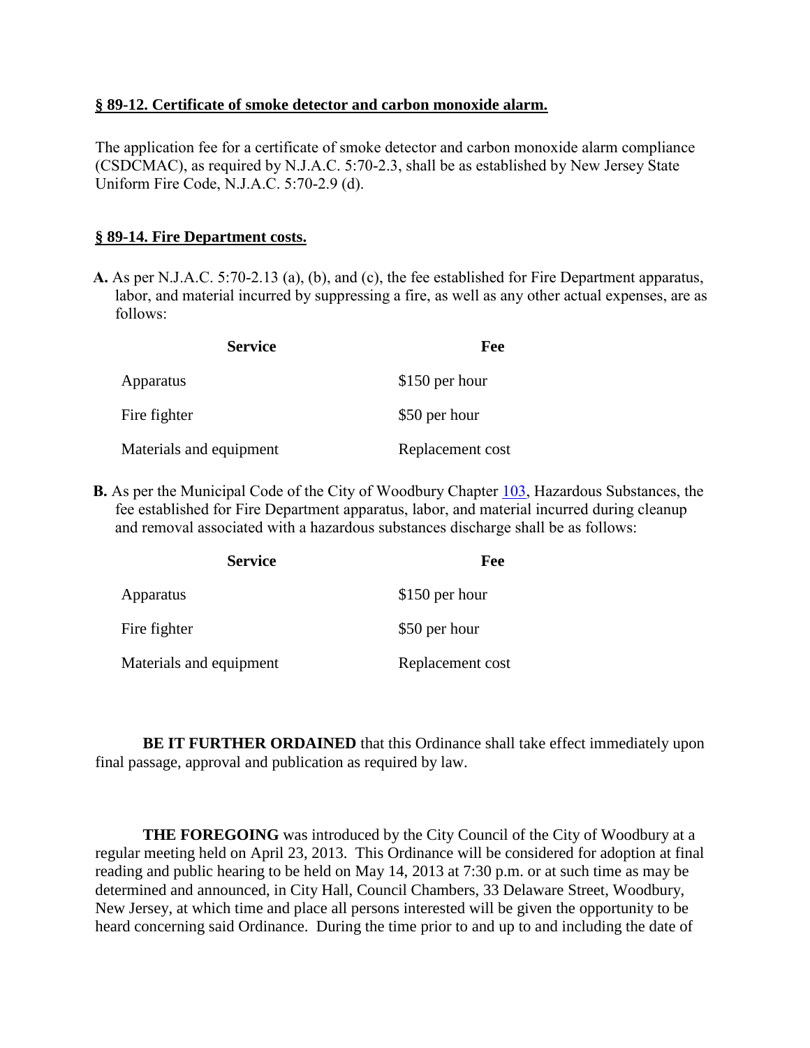**§ 89-12. Certificate of smoke detector and carbon monoxide alarm.**

The application fee for a certificate of smoke detector and carbon monoxide alarm compliance (CSDCMAC), as required by N.J.A.C. 5:70-2.3, shall be as established by New Jersey State Uniform Fire Code, N.J.A.C. 5:70-2.9 (d).

**§ 89-14. Fire Department costs.**

**A.** As per N.J.A.C. 5:70-2.13 (a), (b), and (c), the fee established for Fire Department apparatus, labor, and material incurred by suppressing a fire, as well as any other actual expenses, are as follows:

| Service | Fee |
|---|---|
| Apparatus | $150 per hour |
| Fire fighter | $50 per hour |
| Materials and equipment | Replacement cost |

**B.** As per the Municipal Code of the City of Woodbury Chapter 103, Hazardous Substances, the fee established for Fire Department apparatus, labor, and material incurred during cleanup and removal associated with a hazardous substances discharge shall be as follows:

| Service | Fee |
|---|---|
| Apparatus | $150 per hour |
| Fire fighter | $50 per hour |
| Materials and equipment | Replacement cost |

**BE IT FURTHER ORDAINED** that this Ordinance shall take effect immediately upon final passage, approval and publication as required by law.

**THE FOREGOING** was introduced by the City Council of the City of Woodbury at a regular meeting held on April 23, 2013. This Ordinance will be considered for adoption at final reading and public hearing to be held on May 14, 2013 at 7:30 p.m. or at such time as may be determined and announced, in City Hall, Council Chambers, 33 Delaware Street, Woodbury, New Jersey, at which time and place all persons interested will be given the opportunity to be heard concerning said Ordinance. During the time prior to and up to and including the date of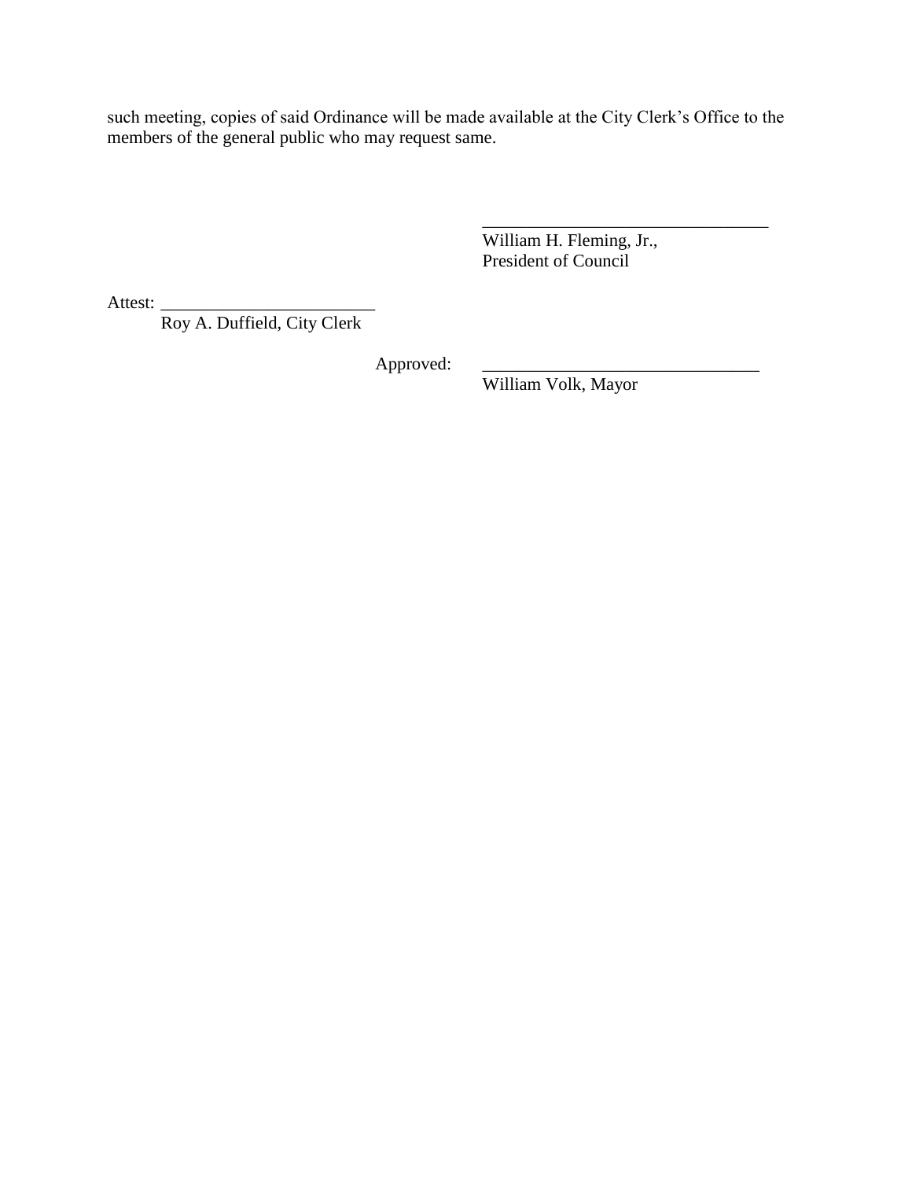such meeting, copies of said Ordinance will be made available at the City Clerk's Office to the members of the general public who may request same.

_________________________________
William H. Fleming, Jr.,
President of Council

Attest: ________________________
Roy A. Duffield, City Clerk

Approved: _______________________________
William Volk, Mayor